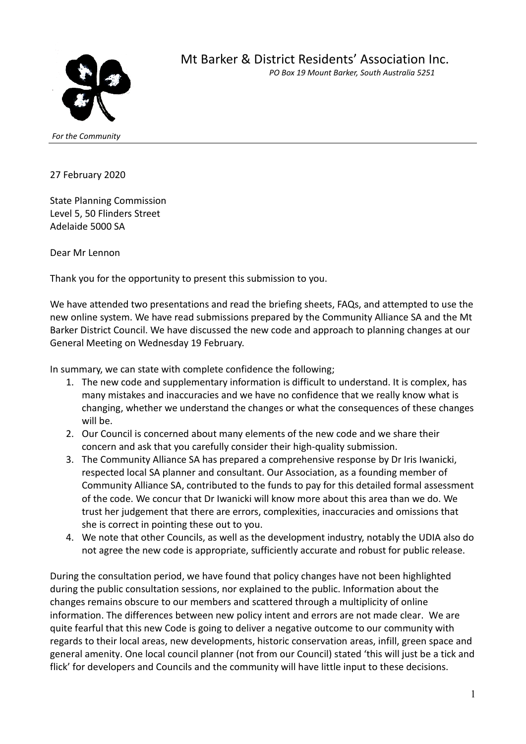# Mt Barker & District Residents' Association Inc.

*PO Box 19 Mount Barker, South Australia 5251*

*For the Community*

---

27 February 2020

State Planning Commission
Level 5, 50 Flinders Street
Adelaide 5000 SA

Dear Mr Lennon

Thank you for the opportunity to present this submission to you.

We have attended two presentations and read the briefing sheets, FAQs, and attempted to use the new online system. We have read submissions prepared by the Community Alliance SA and the Mt Barker District Council. We have discussed the new code and approach to planning changes at our General Meeting on Wednesday 19 February.

In summary, we can state with complete confidence the following;

1. The new code and supplementary information is difficult to understand. It is complex, has many mistakes and inaccuracies and we have no confidence that we really know what is changing, whether we understand the changes or what the consequences of these changes will be.
2. Our Council is concerned about many elements of the new code and we share their concern and ask that you carefully consider their high-quality submission.
3. The Community Alliance SA has prepared a comprehensive response by Dr Iris Iwanicki, respected local SA planner and consultant. Our Association, as a founding member of Community Alliance SA, contributed to the funds to pay for this detailed formal assessment of the code. We concur that Dr Iwanicki will know more about this area than we do. We trust her judgement that there are errors, complexities, inaccuracies and omissions that she is correct in pointing these out to you.
4. We note that other Councils, as well as the development industry, notably the UDIA also do not agree the new code is appropriate, sufficiently accurate and robust for public release.

During the consultation period, we have found that policy changes have not been highlighted during the public consultation sessions, nor explained to the public. Information about the changes remains obscure to our members and scattered through a multiplicity of online information. The differences between new policy intent and errors are not made clear. We are quite fearful that this new Code is going to deliver a negative outcome to our community with regards to their local areas, new developments, historic conservation areas, infill, green space and general amenity. One local council planner (not from our Council) stated 'this will just be a tick and flick' for developers and Councils and the community will have little input to these decisions.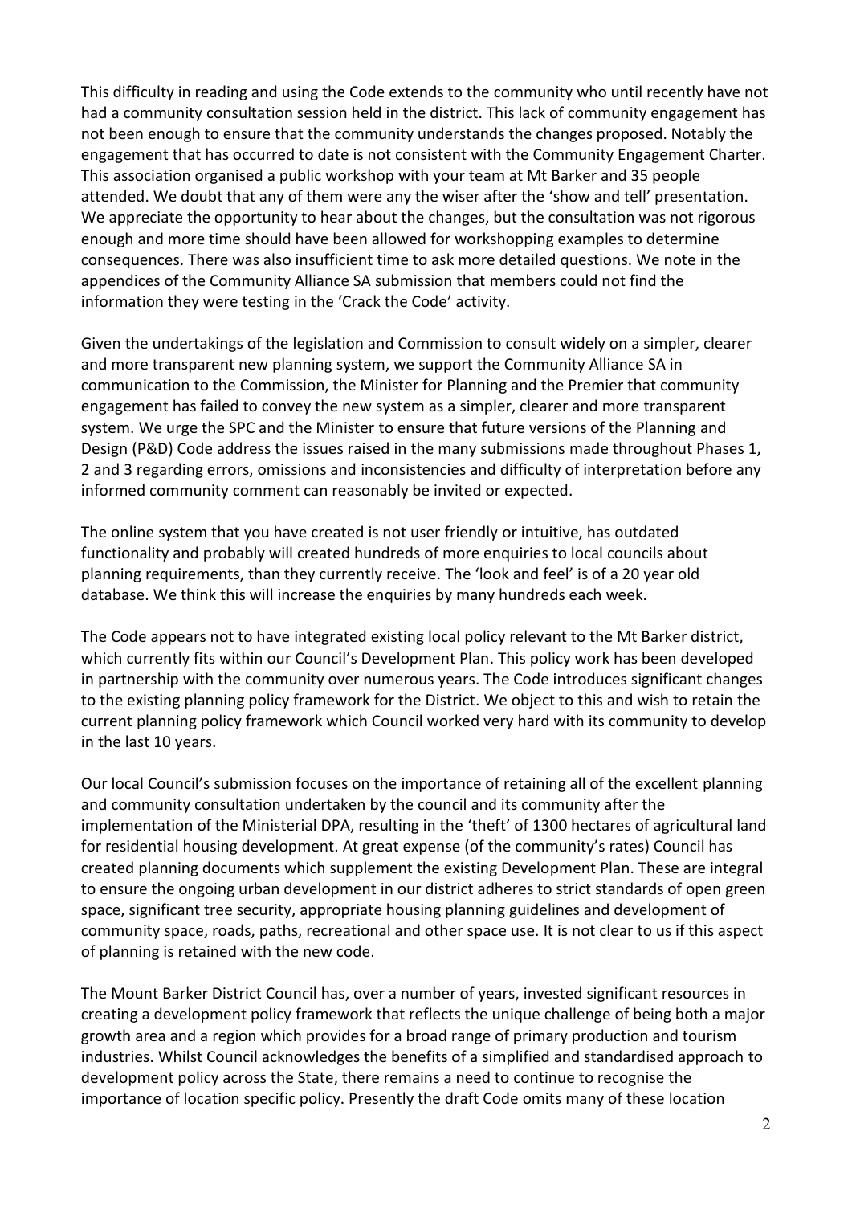This difficulty in reading and using the Code extends to the community who until recently have not had a community consultation session held in the district. This lack of community engagement has not been enough to ensure that the community understands the changes proposed. Notably the engagement that has occurred to date is not consistent with the Community Engagement Charter. This association organised a public workshop with your team at Mt Barker and 35 people attended. We doubt that any of them were any the wiser after the 'show and tell' presentation. We appreciate the opportunity to hear about the changes, but the consultation was not rigorous enough and more time should have been allowed for workshopping examples to determine consequences. There was also insufficient time to ask more detailed questions. We note in the appendices of the Community Alliance SA submission that members could not find the information they were testing in the 'Crack the Code' activity.

Given the undertakings of the legislation and Commission to consult widely on a simpler, clearer and more transparent new planning system, we support the Community Alliance SA in communication to the Commission, the Minister for Planning and the Premier that community engagement has failed to convey the new system as a simpler, clearer and more transparent system. We urge the SPC and the Minister to ensure that future versions of the Planning and Design (P&D) Code address the issues raised in the many submissions made throughout Phases 1, 2 and 3 regarding errors, omissions and inconsistencies and difficulty of interpretation before any informed community comment can reasonably be invited or expected.

The online system that you have created is not user friendly or intuitive, has outdated functionality and probably will created hundreds of more enquiries to local councils about planning requirements, than they currently receive. The 'look and feel' is of a 20 year old database. We think this will increase the enquiries by many hundreds each week.

The Code appears not to have integrated existing local policy relevant to the Mt Barker district, which currently fits within our Council's Development Plan. This policy work has been developed in partnership with the community over numerous years. The Code introduces significant changes to the existing planning policy framework for the District. We object to this and wish to retain the current planning policy framework which Council worked very hard with its community to develop in the last 10 years.

Our local Council's submission focuses on the importance of retaining all of the excellent planning and community consultation undertaken by the council and its community after the implementation of the Ministerial DPA, resulting in the 'theft' of 1300 hectares of agricultural land for residential housing development. At great expense (of the community's rates) Council has created planning documents which supplement the existing Development Plan. These are integral to ensure the ongoing urban development in our district adheres to strict standards of open green space, significant tree security, appropriate housing planning guidelines and development of community space, roads, paths, recreational and other space use. It is not clear to us if this aspect of planning is retained with the new code.

The Mount Barker District Council has, over a number of years, invested significant resources in creating a development policy framework that reflects the unique challenge of being both a major growth area and a region which provides for a broad range of primary production and tourism industries. Whilst Council acknowledges the benefits of a simplified and standardised approach to development policy across the State, there remains a need to continue to recognise the importance of location specific policy. Presently the draft Code omits many of these location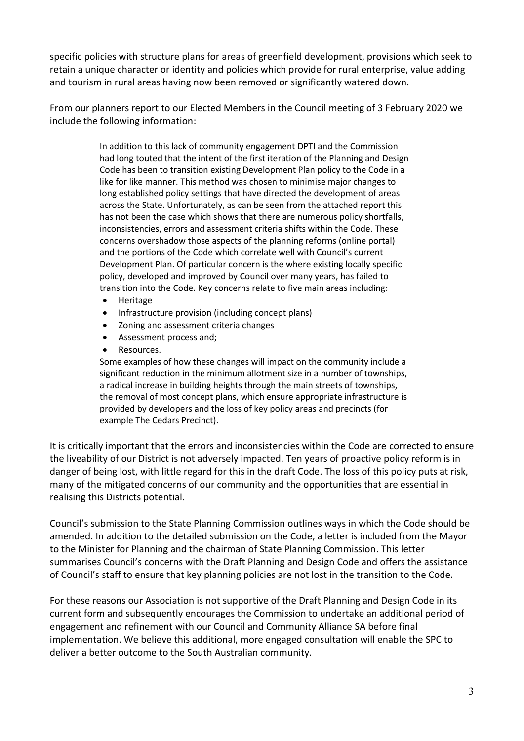specific policies with structure plans for areas of greenfield development, provisions which seek to retain a unique character or identity and policies which provide for rural enterprise, value adding and tourism in rural areas having now been removed or significantly watered down.

From our planners report to our Elected Members in the Council meeting of 3 February 2020 we include the following information:

> In addition to this lack of community engagement DPTI and the Commission had long touted that the intent of the first iteration of the Planning and Design Code has been to transition existing Development Plan policy to the Code in a like for like manner. This method was chosen to minimise major changes to long established policy settings that have directed the development of areas across the State. Unfortunately, as can be seen from the attached report this has not been the case which shows that there are numerous policy shortfalls, inconsistencies, errors and assessment criteria shifts within the Code. These concerns overshadow those aspects of the planning reforms (online portal) and the portions of the Code which correlate well with Council's current Development Plan. Of particular concern is the where existing locally specific policy, developed and improved by Council over many years, has failed to transition into the Code. Key concerns relate to five main areas including:
>
> - Heritage
> - Infrastructure provision (including concept plans)
> - Zoning and assessment criteria changes
> - Assessment process and;
> - Resources.
>
> Some examples of how these changes will impact on the community include a significant reduction in the minimum allotment size in a number of townships, a radical increase in building heights through the main streets of townships, the removal of most concept plans, which ensure appropriate infrastructure is provided by developers and the loss of key policy areas and precincts (for example The Cedars Precinct).

It is critically important that the errors and inconsistencies within the Code are corrected to ensure the liveability of our District is not adversely impacted. Ten years of proactive policy reform is in danger of being lost, with little regard for this in the draft Code. The loss of this policy puts at risk, many of the mitigated concerns of our community and the opportunities that are essential in realising this Districts potential.

Council's submission to the State Planning Commission outlines ways in which the Code should be amended. In addition to the detailed submission on the Code, a letter is included from the Mayor to the Minister for Planning and the chairman of State Planning Commission. This letter summarises Council's concerns with the Draft Planning and Design Code and offers the assistance of Council's staff to ensure that key planning policies are not lost in the transition to the Code.

For these reasons our Association is not supportive of the Draft Planning and Design Code in its current form and subsequently encourages the Commission to undertake an additional period of engagement and refinement with our Council and Community Alliance SA before final implementation. We believe this additional, more engaged consultation will enable the SPC to deliver a better outcome to the South Australian community.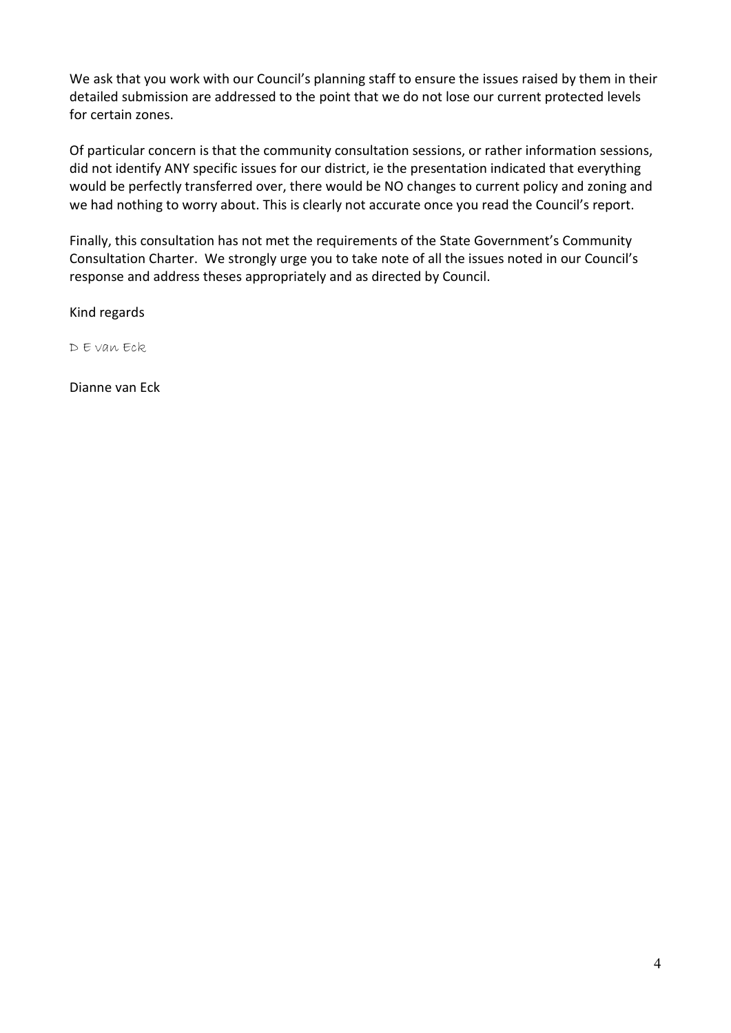We ask that you work with our Council's planning staff to ensure the issues raised by them in their detailed submission are addressed to the point that we do not lose our current protected levels for certain zones.

Of particular concern is that the community consultation sessions, or rather information sessions, did not identify ANY specific issues for our district, ie the presentation indicated that everything would be perfectly transferred over, there would be NO changes to current policy and zoning and we had nothing to worry about. This is clearly not accurate once you read the Council's report.

Finally, this consultation has not met the requirements of the State Government's Community Consultation Charter. We strongly urge you to take note of all the issues noted in our Council's response and address theses appropriately and as directed by Council.

Kind regards

D E van Eck

Dianne van Eck